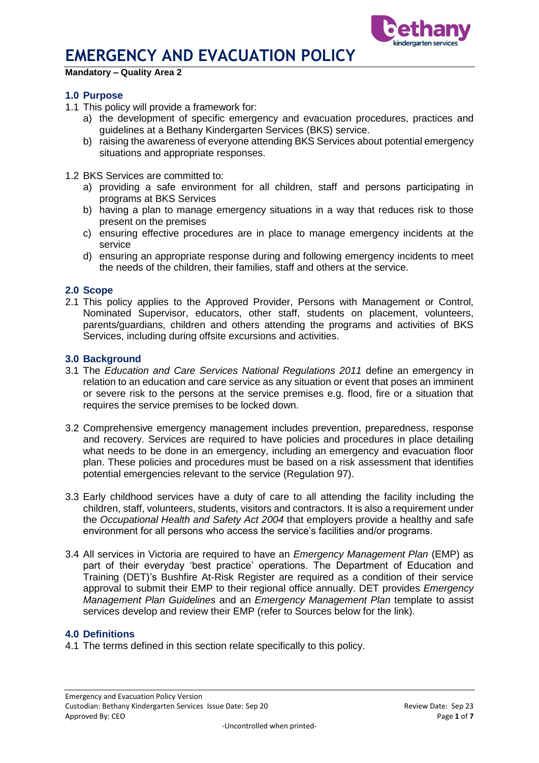# EMERGENCY AND EVACUATION POLICY

**Mandatory – Quality Area 2**

## 1.0 Purpose

1.1 This policy will provide a framework for:

a) the development of specific emergency and evacuation procedures, practices and guidelines at a Bethany Kindergarten Services (BKS) service.

b) raising the awareness of everyone attending BKS Services about potential emergency situations and appropriate responses.

1.2 BKS Services are committed to:

a) providing a safe environment for all children, staff and persons participating in programs at BKS Services

b) having a plan to manage emergency situations in a way that reduces risk to those present on the premises

c) ensuring effective procedures are in place to manage emergency incidents at the service

d) ensuring an appropriate response during and following emergency incidents to meet the needs of the children, their families, staff and others at the service.

## 2.0 Scope

2.1 This policy applies to the Approved Provider, Persons with Management or Control, Nominated Supervisor, educators, other staff, students on placement, volunteers, parents/guardians, children and others attending the programs and activities of BKS Services, including during offsite excursions and activities.

## 3.0 Background

3.1 The *Education and Care Services National Regulations 2011* define an emergency in relation to an education and care service as any situation or event that poses an imminent or severe risk to the persons at the service premises e.g. flood, fire or a situation that requires the service premises to be locked down.

3.2 Comprehensive emergency management includes prevention, preparedness, response and recovery. Services are required to have policies and procedures in place detailing what needs to be done in an emergency, including an emergency and evacuation floor plan. These policies and procedures must be based on a risk assessment that identifies potential emergencies relevant to the service (Regulation 97).

3.3 Early childhood services have a duty of care to all attending the facility including the children, staff, volunteers, students, visitors and contractors. It is also a requirement under the *Occupational Health and Safety Act 2004* that employers provide a healthy and safe environment for all persons who access the service's facilities and/or programs.

3.4 All services in Victoria are required to have an *Emergency Management Plan* (EMP) as part of their everyday 'best practice' operations. The Department of Education and Training (DET)'s Bushfire At-Risk Register are required as a condition of their service approval to submit their EMP to their regional office annually. DET provides *Emergency Management Plan Guidelines* and an *Emergency Management Plan* template to assist services develop and review their EMP (refer to Sources below for the link).

## 4.0 Definitions

4.1 The terms defined in this section relate specifically to this policy.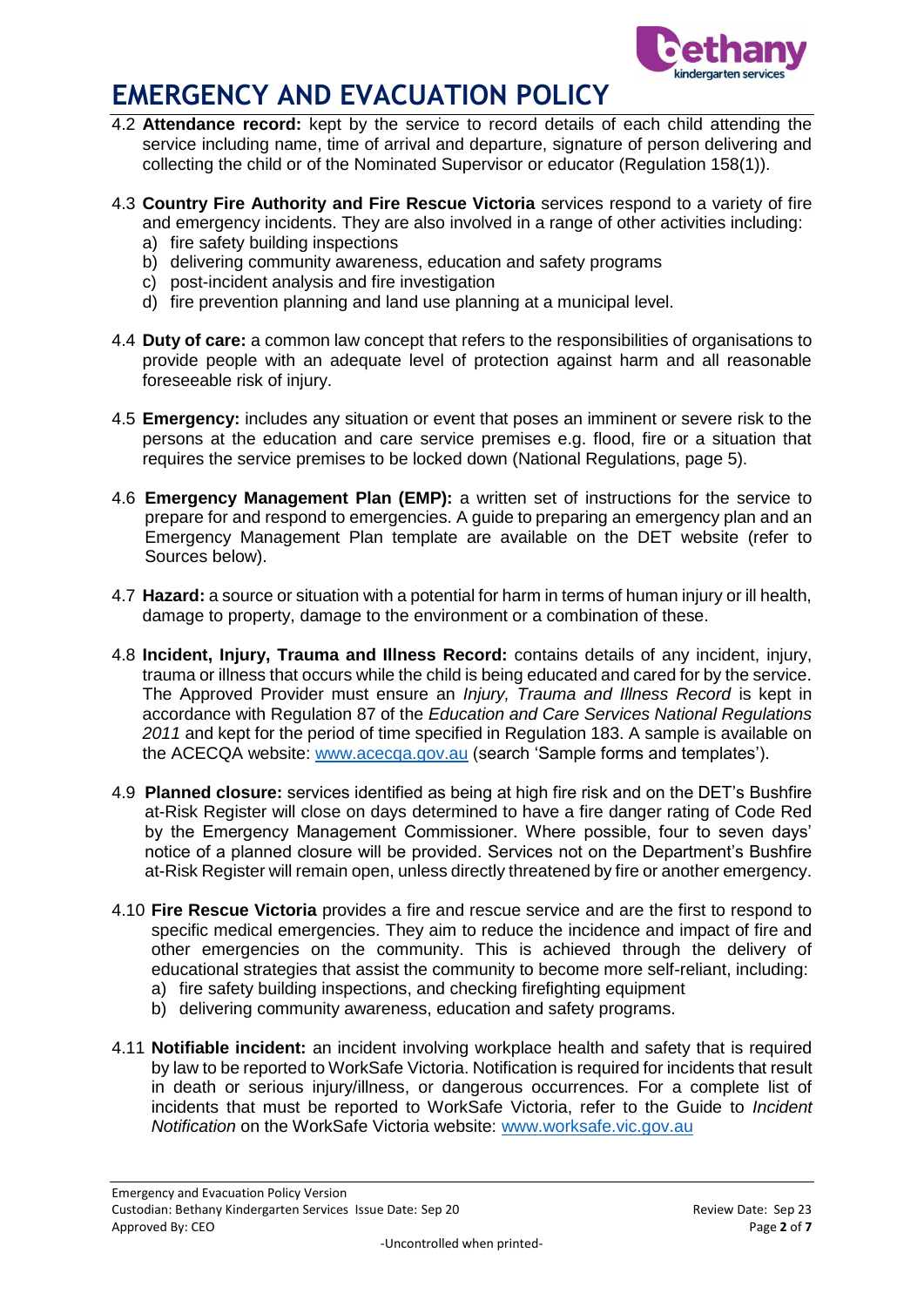4.2 **Attendance record:** kept by the service to record details of each child attending the service including name, time of arrival and departure, signature of person delivering and collecting the child or of the Nominated Supervisor or educator (Regulation 158(1)).

4.3 **Country Fire Authority and Fire Rescue Victoria** services respond to a variety of fire and emergency incidents. They are also involved in a range of other activities including:
   a) fire safety building inspections
   b) delivering community awareness, education and safety programs
   c) post-incident analysis and fire investigation
   d) fire prevention planning and land use planning at a municipal level.

4.4 **Duty of care:** a common law concept that refers to the responsibilities of organisations to provide people with an adequate level of protection against harm and all reasonable foreseeable risk of injury.

4.5 **Emergency:** includes any situation or event that poses an imminent or severe risk to the persons at the education and care service premises e.g. flood, fire or a situation that requires the service premises to be locked down (National Regulations, page 5).

4.6 **Emergency Management Plan (EMP):** a written set of instructions for the service to prepare for and respond to emergencies. A guide to preparing an emergency plan and an Emergency Management Plan template are available on the DET website (refer to Sources below).

4.7 **Hazard:** a source or situation with a potential for harm in terms of human injury or ill health, damage to property, damage to the environment or a combination of these.

4.8 **Incident, Injury, Trauma and Illness Record:** contains details of any incident, injury, trauma or illness that occurs while the child is being educated and cared for by the service. The Approved Provider must ensure an *Injury, Trauma and Illness Record* is kept in accordance with Regulation 87 of the *Education and Care Services National Regulations 2011* and kept for the period of time specified in Regulation 183. A sample is available on the ACECQA website: www.acecqa.gov.au (search 'Sample forms and templates').

4.9 **Planned closure:** services identified as being at high fire risk and on the DET's Bushfire at-Risk Register will close on days determined to have a fire danger rating of Code Red by the Emergency Management Commissioner. Where possible, four to seven days' notice of a planned closure will be provided. Services not on the Department's Bushfire at-Risk Register will remain open, unless directly threatened by fire or another emergency.

4.10 **Fire Rescue Victoria** provides a fire and rescue service and are the first to respond to specific medical emergencies. They aim to reduce the incidence and impact of fire and other emergencies on the community. This is achieved through the delivery of educational strategies that assist the community to become more self-reliant, including:
   a) fire safety building inspections, and checking firefighting equipment
   b) delivering community awareness, education and safety programs.

4.11 **Notifiable incident:** an incident involving workplace health and safety that is required by law to be reported to WorkSafe Victoria. Notification is required for incidents that result in death or serious injury/illness, or dangerous occurrences. For a complete list of incidents that must be reported to WorkSafe Victoria, refer to the Guide to *Incident Notification* on the WorkSafe Victoria website: www.worksafe.vic.gov.au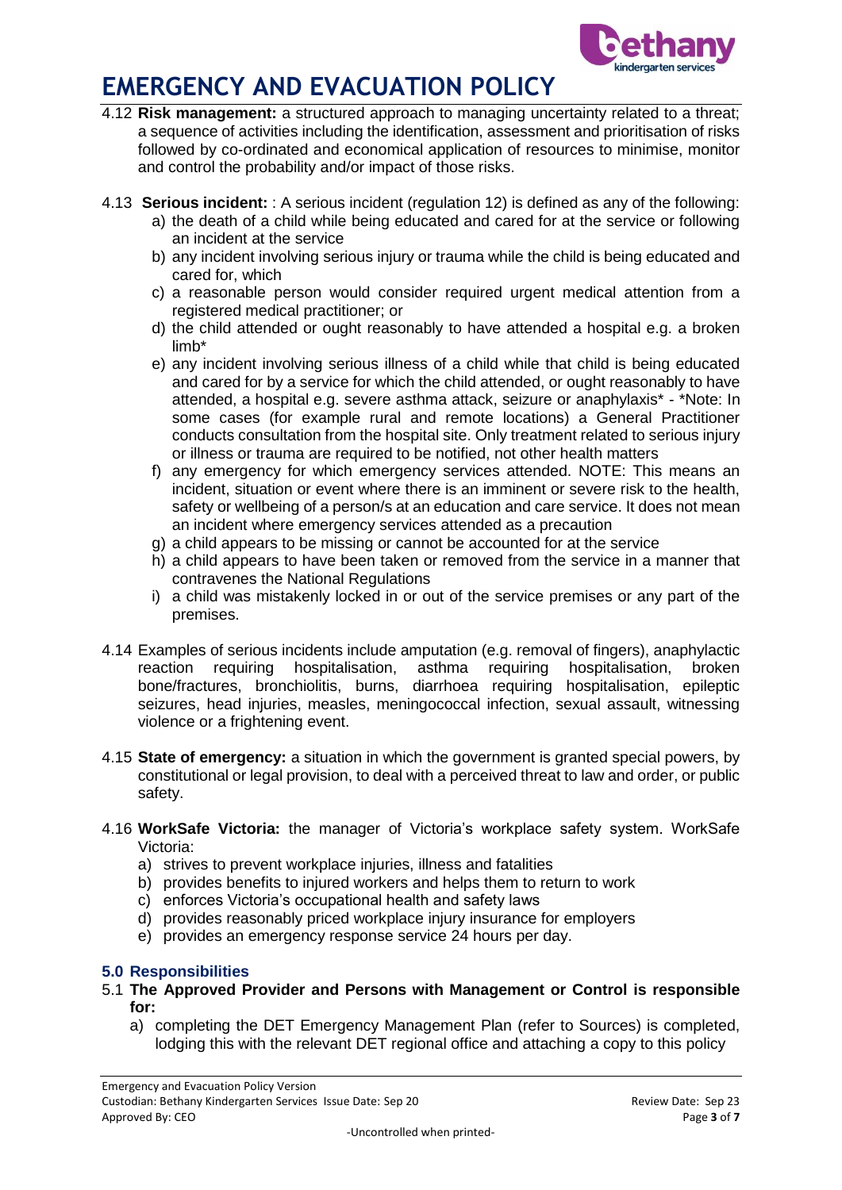# EMERGENCY AND EVACUATION POLICY

4.12 **Risk management:** a structured approach to managing uncertainty related to a threat; a sequence of activities including the identification, assessment and prioritisation of risks followed by co-ordinated and economical application of resources to minimise, monitor and control the probability and/or impact of those risks.

4.13 **Serious incident:** : A serious incident (regulation 12) is defined as any of the following:

a) the death of a child while being educated and cared for at the service or following an incident at the service
b) any incident involving serious injury or trauma while the child is being educated and cared for, which
c) a reasonable person would consider required urgent medical attention from a registered medical practitioner; or
d) the child attended or ought reasonably to have attended a hospital e.g. a broken limb*
e) any incident involving serious illness of a child while that child is being educated and cared for by a service for which the child attended, or ought reasonably to have attended, a hospital e.g. severe asthma attack, seizure or anaphylaxis* - *Note: In some cases (for example rural and remote locations) a General Practitioner conducts consultation from the hospital site. Only treatment related to serious injury or illness or trauma are required to be notified, not other health matters
f) any emergency for which emergency services attended. NOTE: This means an incident, situation or event where there is an imminent or severe risk to the health, safety or wellbeing of a person/s at an education and care service. It does not mean an incident where emergency services attended as a precaution
g) a child appears to be missing or cannot be accounted for at the service
h) a child appears to have been taken or removed from the service in a manner that contravenes the National Regulations
i) a child was mistakenly locked in or out of the service premises or any part of the premises.

4.14 Examples of serious incidents include amputation (e.g. removal of fingers), anaphylactic reaction requiring hospitalisation, asthma requiring hospitalisation, broken bone/fractures, bronchiolitis, burns, diarrhoea requiring hospitalisation, epileptic seizures, head injuries, measles, meningococcal infection, sexual assault, witnessing violence or a frightening event.

4.15 **State of emergency:** a situation in which the government is granted special powers, by constitutional or legal provision, to deal with a perceived threat to law and order, or public safety.

4.16 **WorkSafe Victoria:** the manager of Victoria's workplace safety system. WorkSafe Victoria:

a) strives to prevent workplace injuries, illness and fatalities
b) provides benefits to injured workers and helps them to return to work
c) enforces Victoria's occupational health and safety laws
d) provides reasonably priced workplace injury insurance for employers
e) provides an emergency response service 24 hours per day.

### 5.0 Responsibilities

5.1 **The Approved Provider and Persons with Management or Control is responsible for:**

a) completing the DET Emergency Management Plan (refer to Sources) is completed, lodging this with the relevant DET regional office and attaching a copy to this policy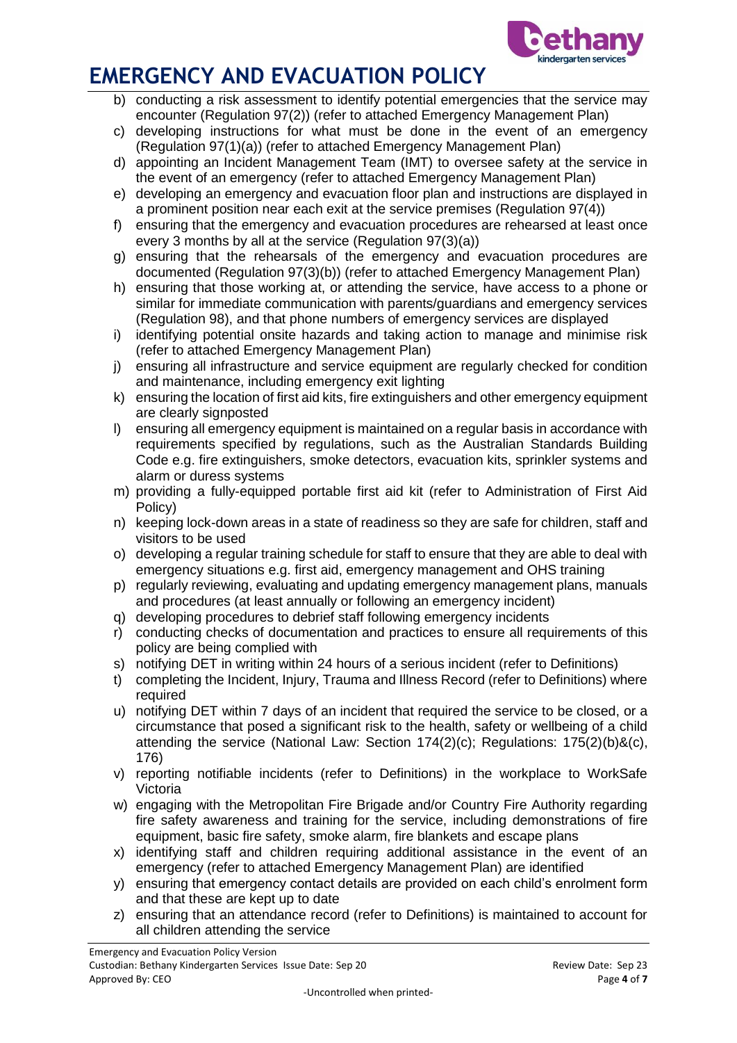b) conducting a risk assessment to identify potential emergencies that the service may encounter (Regulation 97(2)) (refer to attached Emergency Management Plan)
c) developing instructions for what must be done in the event of an emergency (Regulation 97(1)(a)) (refer to attached Emergency Management Plan)
d) appointing an Incident Management Team (IMT) to oversee safety at the service in the event of an emergency (refer to attached Emergency Management Plan)
e) developing an emergency and evacuation floor plan and instructions are displayed in a prominent position near each exit at the service premises (Regulation 97(4))
f) ensuring that the emergency and evacuation procedures are rehearsed at least once every 3 months by all at the service (Regulation 97(3)(a))
g) ensuring that the rehearsals of the emergency and evacuation procedures are documented (Regulation 97(3)(b)) (refer to attached Emergency Management Plan)
h) ensuring that those working at, or attending the service, have access to a phone or similar for immediate communication with parents/guardians and emergency services (Regulation 98), and that phone numbers of emergency services are displayed
i) identifying potential onsite hazards and taking action to manage and minimise risk (refer to attached Emergency Management Plan)
j) ensuring all infrastructure and service equipment are regularly checked for condition and maintenance, including emergency exit lighting
k) ensuring the location of first aid kits, fire extinguishers and other emergency equipment are clearly signposted
l) ensuring all emergency equipment is maintained on a regular basis in accordance with requirements specified by regulations, such as the Australian Standards Building Code e.g. fire extinguishers, smoke detectors, evacuation kits, sprinkler systems and alarm or duress systems
m) providing a fully-equipped portable first aid kit (refer to Administration of First Aid Policy)
n) keeping lock-down areas in a state of readiness so they are safe for children, staff and visitors to be used
o) developing a regular training schedule for staff to ensure that they are able to deal with emergency situations e.g. first aid, emergency management and OHS training
p) regularly reviewing, evaluating and updating emergency management plans, manuals and procedures (at least annually or following an emergency incident)
q) developing procedures to debrief staff following emergency incidents
r) conducting checks of documentation and practices to ensure all requirements of this policy are being complied with
s) notifying DET in writing within 24 hours of a serious incident (refer to Definitions)
t) completing the Incident, Injury, Trauma and Illness Record (refer to Definitions) where required
u) notifying DET within 7 days of an incident that required the service to be closed, or a circumstance that posed a significant risk to the health, safety or wellbeing of a child attending the service (National Law: Section 174(2)(c); Regulations: 175(2)(b)&(c), 176)
v) reporting notifiable incidents (refer to Definitions) in the workplace to WorkSafe Victoria
w) engaging with the Metropolitan Fire Brigade and/or Country Fire Authority regarding fire safety awareness and training for the service, including demonstrations of fire equipment, basic fire safety, smoke alarm, fire blankets and escape plans
x) identifying staff and children requiring additional assistance in the event of an emergency (refer to attached Emergency Management Plan) are identified
y) ensuring that emergency contact details are provided on each child's enrolment form and that these are kept up to date
z) ensuring that an attendance record (refer to Definitions) is maintained to account for all children attending the service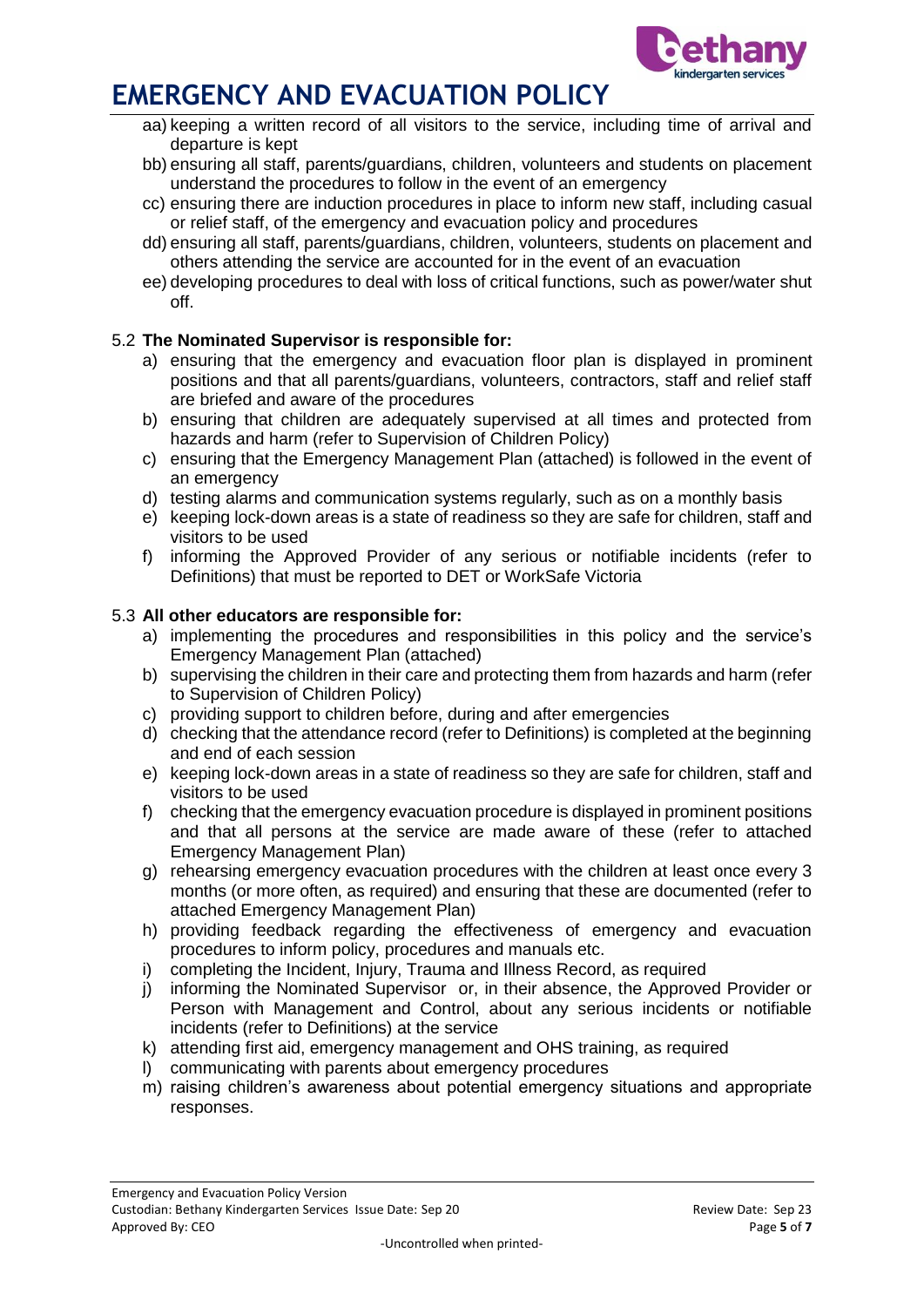aa) keeping a written record of all visitors to the service, including time of arrival and departure is kept
bb) ensuring all staff, parents/guardians, children, volunteers and students on placement understand the procedures to follow in the event of an emergency
cc) ensuring there are induction procedures in place to inform new staff, including casual or relief staff, of the emergency and evacuation policy and procedures
dd) ensuring all staff, parents/guardians, children, volunteers, students on placement and others attending the service are accounted for in the event of an evacuation
ee) developing procedures to deal with loss of critical functions, such as power/water shut off.

5.2 **The Nominated Supervisor is responsible for:**

a) ensuring that the emergency and evacuation floor plan is displayed in prominent positions and that all parents/guardians, volunteers, contractors, staff and relief staff are briefed and aware of the procedures
b) ensuring that children are adequately supervised at all times and protected from hazards and harm (refer to Supervision of Children Policy)
c) ensuring that the Emergency Management Plan (attached) is followed in the event of an emergency
d) testing alarms and communication systems regularly, such as on a monthly basis
e) keeping lock-down areas is a state of readiness so they are safe for children, staff and visitors to be used
f) informing the Approved Provider of any serious or notifiable incidents (refer to Definitions) that must be reported to DET or WorkSafe Victoria

5.3 **All other educators are responsible for:**

a) implementing the procedures and responsibilities in this policy and the service's Emergency Management Plan (attached)
b) supervising the children in their care and protecting them from hazards and harm (refer to Supervision of Children Policy)
c) providing support to children before, during and after emergencies
d) checking that the attendance record (refer to Definitions) is completed at the beginning and end of each session
e) keeping lock-down areas in a state of readiness so they are safe for children, staff and visitors to be used
f) checking that the emergency evacuation procedure is displayed in prominent positions and that all persons at the service are made aware of these (refer to attached Emergency Management Plan)
g) rehearsing emergency evacuation procedures with the children at least once every 3 months (or more often, as required) and ensuring that these are documented (refer to attached Emergency Management Plan)
h) providing feedback regarding the effectiveness of emergency and evacuation procedures to inform policy, procedures and manuals etc.
i) completing the Incident, Injury, Trauma and Illness Record, as required
j) informing the Nominated Supervisor or, in their absence, the Approved Provider or Person with Management and Control, about any serious incidents or notifiable incidents (refer to Definitions) at the service
k) attending first aid, emergency management and OHS training, as required
l) communicating with parents about emergency procedures
m) raising children's awareness about potential emergency situations and appropriate responses.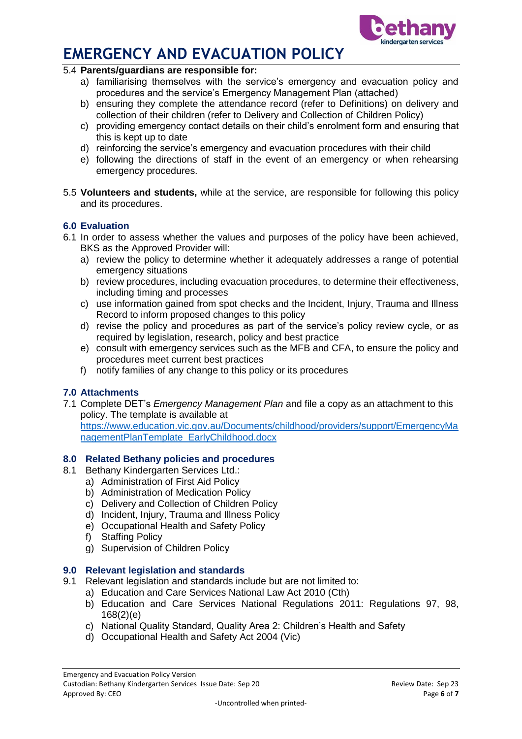5.4 **Parents/guardians are responsible for:**

a) familiarising themselves with the service's emergency and evacuation policy and procedures and the service's Emergency Management Plan (attached)
b) ensuring they complete the attendance record (refer to Definitions) on delivery and collection of their children (refer to Delivery and Collection of Children Policy)
c) providing emergency contact details on their child's enrolment form and ensuring that this is kept up to date
d) reinforcing the service's emergency and evacuation procedures with their child
e) following the directions of staff in the event of an emergency or when rehearsing emergency procedures.

5.5 **Volunteers and students,** while at the service, are responsible for following this policy and its procedures.

### 6.0 Evaluation

6.1 In order to assess whether the values and purposes of the policy have been achieved, BKS as the Approved Provider will:

a) review the policy to determine whether it adequately addresses a range of potential emergency situations
b) review procedures, including evacuation procedures, to determine their effectiveness, including timing and processes
c) use information gained from spot checks and the Incident, Injury, Trauma and Illness Record to inform proposed changes to this policy
d) revise the policy and procedures as part of the service's policy review cycle, or as required by legislation, research, policy and best practice
e) consult with emergency services such as the MFB and CFA, to ensure the policy and procedures meet current best practices
f) notify families of any change to this policy or its procedures

### 7.0 Attachments

7.1 Complete DET's *Emergency Management Plan* and file a copy as an attachment to this policy. The template is available at https://www.education.vic.gov.au/Documents/childhood/providers/support/EmergencyManagementPlanTemplate_EarlyChildhood.docx

### 8.0 Related Bethany policies and procedures

8.1 Bethany Kindergarten Services Ltd.:

a) Administration of First Aid Policy
b) Administration of Medication Policy
c) Delivery and Collection of Children Policy
d) Incident, Injury, Trauma and Illness Policy
e) Occupational Health and Safety Policy
f) Staffing Policy
g) Supervision of Children Policy

### 9.0 Relevant legislation and standards

9.1 Relevant legislation and standards include but are not limited to:

a) Education and Care Services National Law Act 2010 (Cth)
b) Education and Care Services National Regulations 2011: Regulations 97, 98, 168(2)(e)
c) National Quality Standard, Quality Area 2: Children's Health and Safety
d) Occupational Health and Safety Act 2004 (Vic)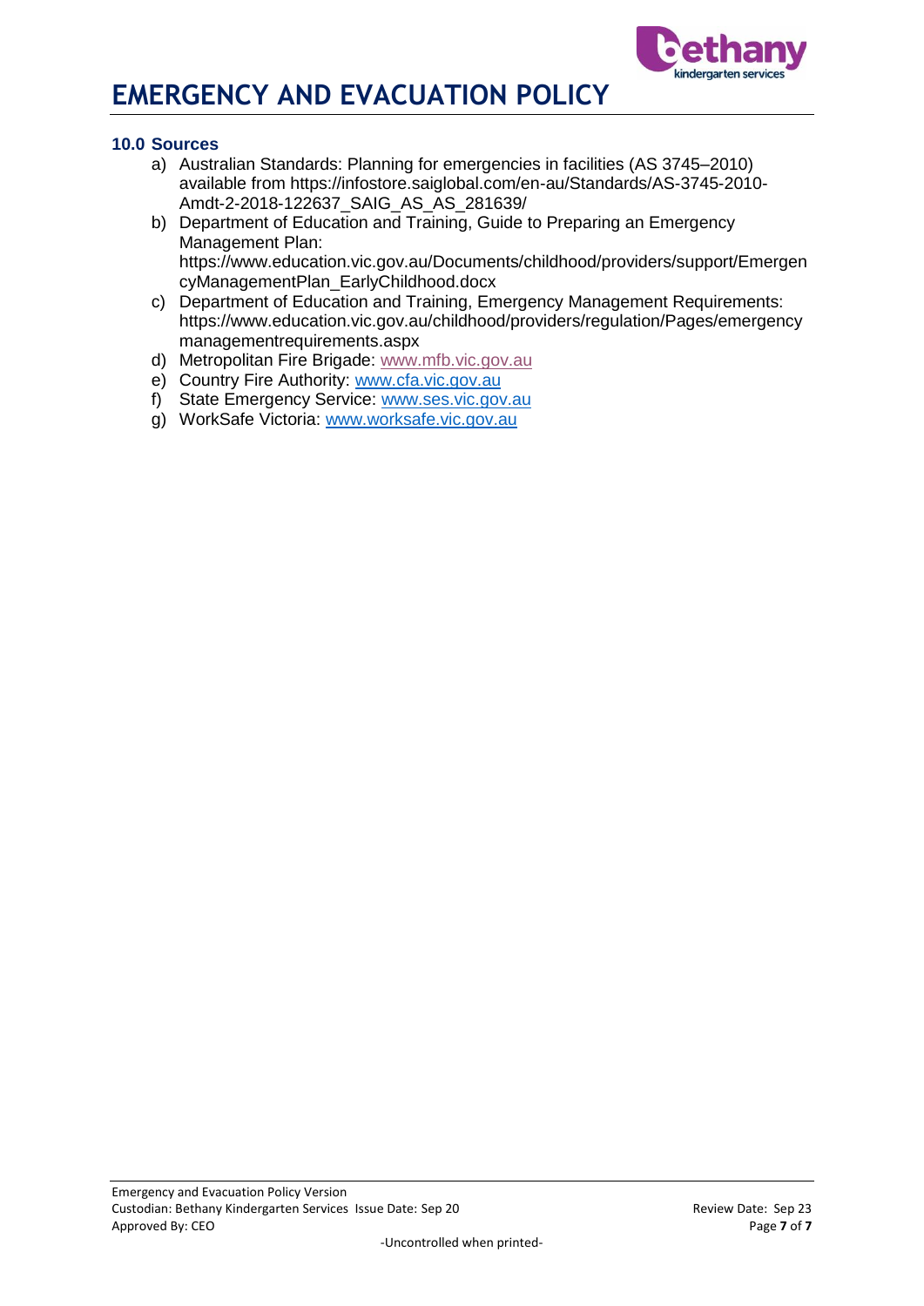## 10.0 Sources

a) Australian Standards: Planning for emergencies in facilities (AS 3745–2010) available from https://infostore.saiglobal.com/en-au/Standards/AS-3745-2010-Amdt-2-2018-122637_SAIG_AS_AS_281639/
b) Department of Education and Training, Guide to Preparing an Emergency Management Plan: https://www.education.vic.gov.au/Documents/childhood/providers/support/EmergencyManagementPlan_EarlyChildhood.docx
c) Department of Education and Training, Emergency Management Requirements: https://www.education.vic.gov.au/childhood/providers/regulation/Pages/emergencymanagementrequirements.aspx
d) Metropolitan Fire Brigade: www.mfb.vic.gov.au
e) Country Fire Authority: www.cfa.vic.gov.au
f) State Emergency Service: www.ses.vic.gov.au
g) WorkSafe Victoria: www.worksafe.vic.gov.au